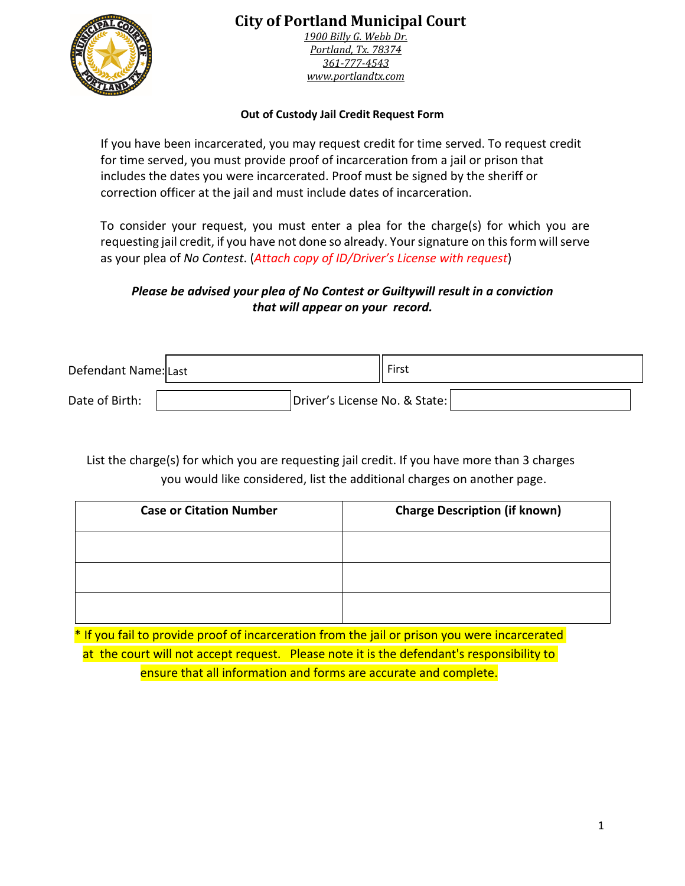# City of Portland Municipal Court

*1900 Billy G. Webb Dr.*
*Portland, Tx. 78374*
*361-777-4543*
*www.portlandtx.com*

**Out of Custody Jail Credit Request Form**

If you have been incarcerated, you may request credit for time served. To request credit for time served, you must provide proof of incarceration from a jail or prison that includes the dates you were incarcerated. Proof must be signed by the sheriff or correction officer at the jail and must include dates of incarceration.

To consider your request, you must enter a plea for the charge(s) for which you are requesting jail credit, if you have not done so already. Your signature on this form will serve as your plea of *No Contest*. (*Attach copy of ID/Driver's License with request*)

***Please be advised your plea of No Contest or Guiltywill result in a conviction that will appear on your record.***

Defendant Name: Last ______________________ First ______________________

Date of Birth: ______________________ Driver's License No. & State: ______________________

List the charge(s) for which you are requesting jail credit. If you have more than 3 charges you would like considered, list the additional charges on another page.

| Case or Citation Number | Charge Description (if known) |
|---|---|
| | |
| | |
| | |

\* If you fail to provide proof of incarceration from the jail or prison you were incarcerated at the court will not accept request. Please note it is the defendant's responsibility to ensure that all information and forms are accurate and complete.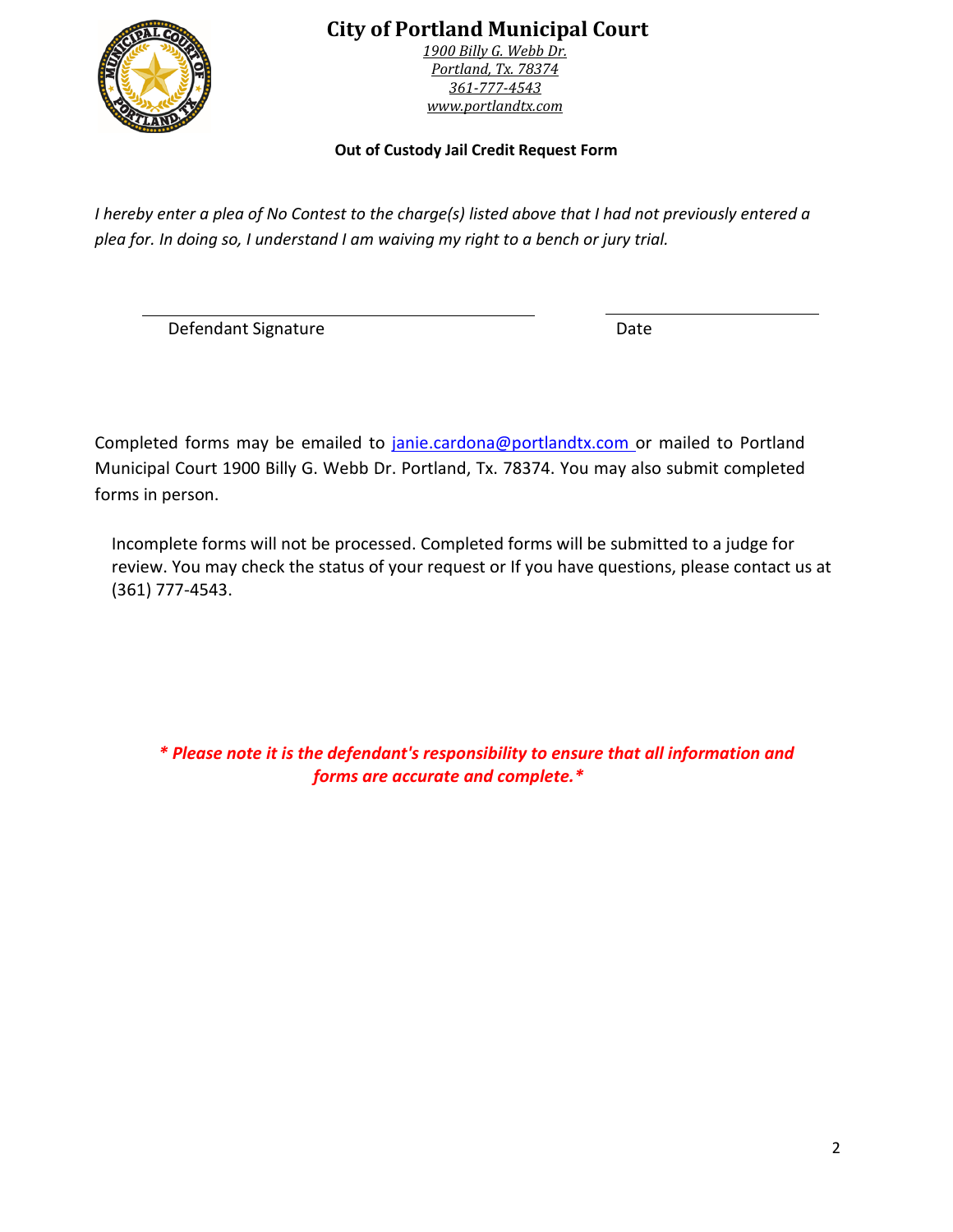# City of Portland Municipal Court

*1900 Billy G. Webb Dr.*
*Portland, Tx. 78374*
*361-777-4543*
*www.portlandtx.com*

**Out of Custody Jail Credit Request Form**

*I hereby enter a plea of No Contest to the charge(s) listed above that I had not previously entered a plea for. In doing so, I understand I am waiving my right to a bench or jury trial.*

\_\_\_\_\_\_\_\_\_\_\_\_\_\_\_\_\_\_\_\_\_\_\_\_\_\_\_\_\_\_\_\_\_\_\_\_\_\_ \_\_\_\_\_\_\_\_\_\_\_\_\_\_\_\_\_\_\_\_\_\_

Defendant Signature Date

Completed forms may be emailed to janie.cardona@portlandtx.com or mailed to Portland Municipal Court 1900 Billy G. Webb Dr. Portland, Tx. 78374. You may also submit completed forms in person.

Incomplete forms will not be processed. Completed forms will be submitted to a judge for review. You may check the status of your request or If you have questions, please contact us at (361) 777-4543.

***\* Please note it is the defendant's responsibility to ensure that all information and forms are accurate and complete.\****